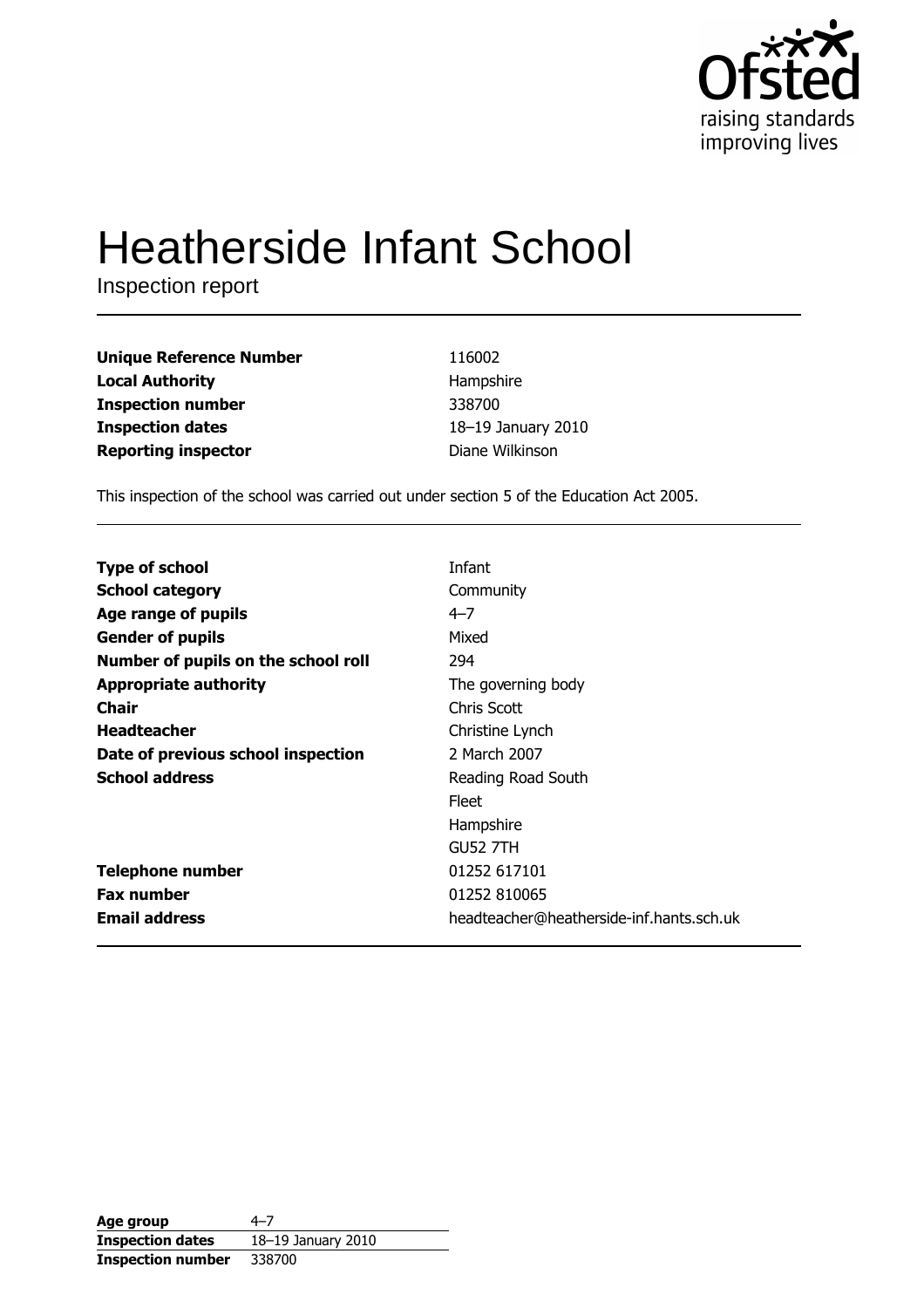Ofsted
raising standards
improving lives

# Heatherside Infant School

Inspection report

| | |
|---|---|
| **Unique Reference Number** | 116002 |
| **Local Authority** | Hampshire |
| **Inspection number** | 338700 |
| **Inspection dates** | 18–19 January 2010 |
| **Reporting inspector** | Diane Wilkinson |

This inspection of the school was carried out under section 5 of the Education Act 2005.

| | |
|---|---|
| **Type of school** | Infant |
| **School category** | Community |
| **Age range of pupils** | 4–7 |
| **Gender of pupils** | Mixed |
| **Number of pupils on the school roll** | 294 |
| **Appropriate authority** | The governing body |
| **Chair** | Chris Scott |
| **Headteacher** | Christine Lynch |
| **Date of previous school inspection** | 2 March 2007 |
| **School address** | Reading Road South<br>Fleet<br>Hampshire<br>GU52 7TH |
| **Telephone number** | 01252 617101 |
| **Fax number** | 01252 810065 |
| **Email address** | headteacher@heatherside-inf.hants.sch.uk |

| | |
|---|---|
| **Age group** | 4–7 |
| **Inspection dates** | 18–19 January 2010 |
| **Inspection number** | 338700 |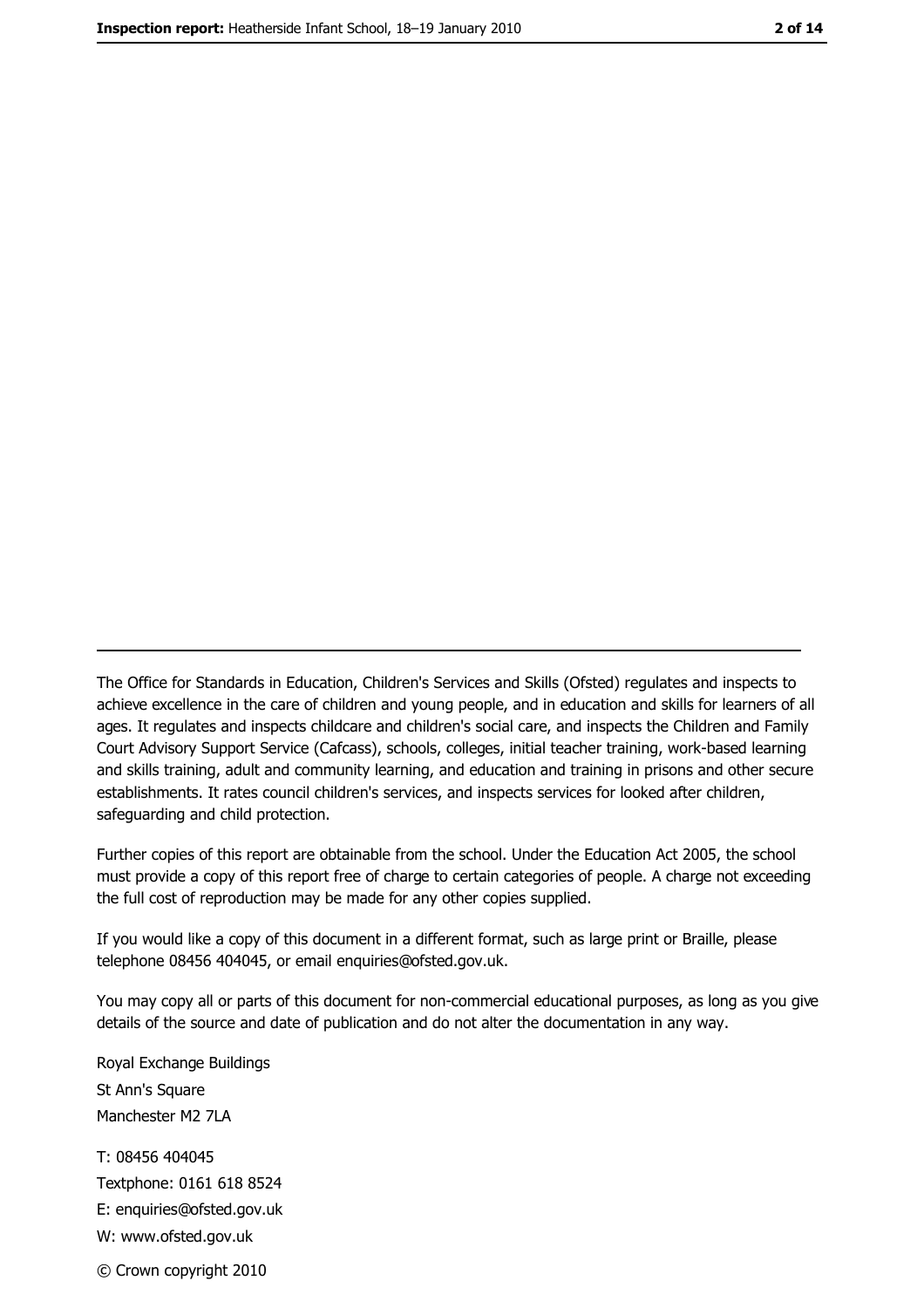---

The Office for Standards in Education, Children's Services and Skills (Ofsted) regulates and inspects to achieve excellence in the care of children and young people, and in education and skills for learners of all ages. It regulates and inspects childcare and children's social care, and inspects the Children and Family Court Advisory Support Service (Cafcass), schools, colleges, initial teacher training, work-based learning and skills training, adult and community learning, and education and training in prisons and other secure establishments. It rates council children's services, and inspects services for looked after children, safeguarding and child protection.

Further copies of this report are obtainable from the school. Under the Education Act 2005, the school must provide a copy of this report free of charge to certain categories of people. A charge not exceeding the full cost of reproduction may be made for any other copies supplied.

If you would like a copy of this document in a different format, such as large print or Braille, please telephone 08456 404045, or email enquiries@ofsted.gov.uk.

You may copy all or parts of this document for non-commercial educational purposes, as long as you give details of the source and date of publication and do not alter the documentation in any way.

Royal Exchange Buildings
St Ann's Square
Manchester M2 7LA

T: 08456 404045
Textphone: 0161 618 8524
E: enquiries@ofsted.gov.uk
W: www.ofsted.gov.uk

© Crown copyright 2010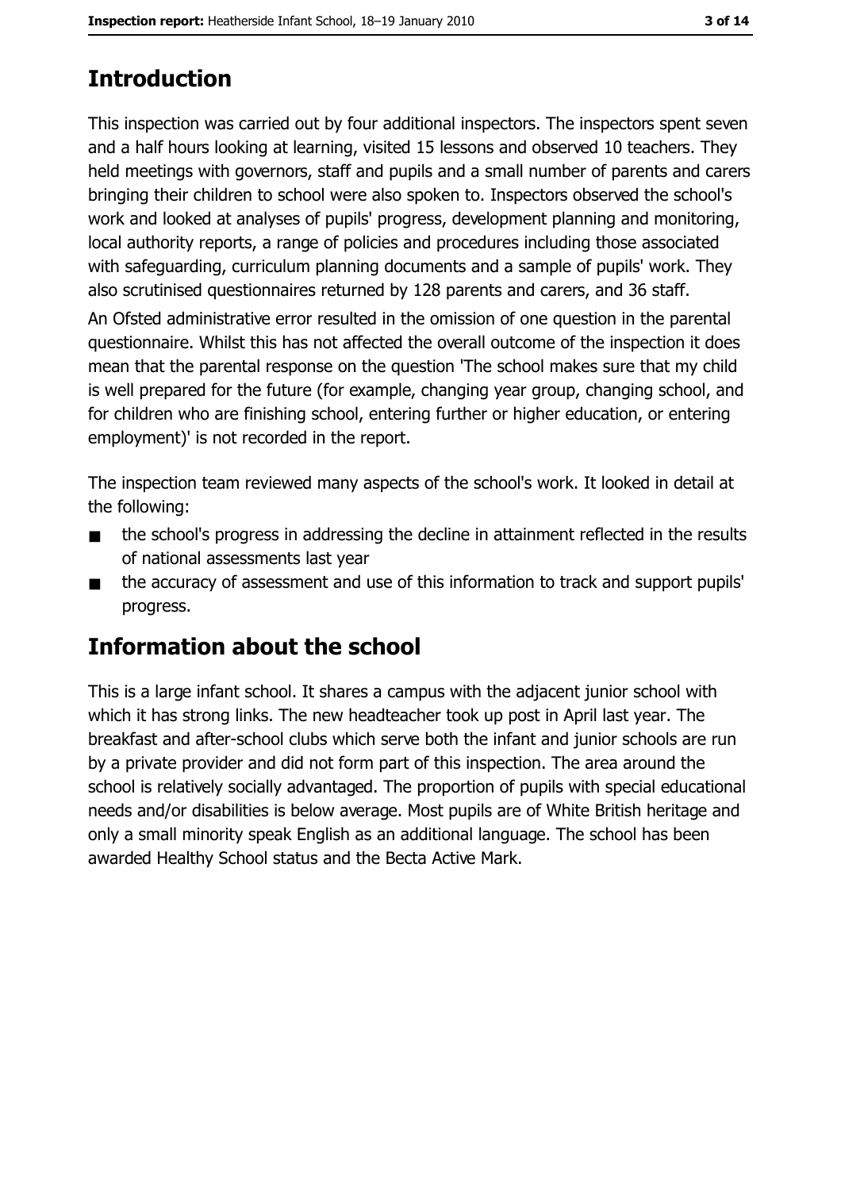## Introduction

This inspection was carried out by four additional inspectors. The inspectors spent seven and a half hours looking at learning, visited 15 lessons and observed 10 teachers. They held meetings with governors, staff and pupils and a small number of parents and carers bringing their children to school were also spoken to. Inspectors observed the school's work and looked at analyses of pupils' progress, development planning and monitoring, local authority reports, a range of policies and procedures including those associated with safeguarding, curriculum planning documents and a sample of pupils' work. They also scrutinised questionnaires returned by 128 parents and carers, and 36 staff.

An Ofsted administrative error resulted in the omission of one question in the parental questionnaire. Whilst this has not affected the overall outcome of the inspection it does mean that the parental response on the question 'The school makes sure that my child is well prepared for the future (for example, changing year group, changing school, and for children who are finishing school, entering further or higher education, or entering employment)' is not recorded in the report.

The inspection team reviewed many aspects of the school's work. It looked in detail at the following:

- the school's progress in addressing the decline in attainment reflected in the results of national assessments last year
- the accuracy of assessment and use of this information to track and support pupils' progress.

## Information about the school

This is a large infant school. It shares a campus with the adjacent junior school with which it has strong links. The new headteacher took up post in April last year. The breakfast and after-school clubs which serve both the infant and junior schools are run by a private provider and did not form part of this inspection. The area around the school is relatively socially advantaged. The proportion of pupils with special educational needs and/or disabilities is below average. Most pupils are of White British heritage and only a small minority speak English as an additional language. The school has been awarded Healthy School status and the Becta Active Mark.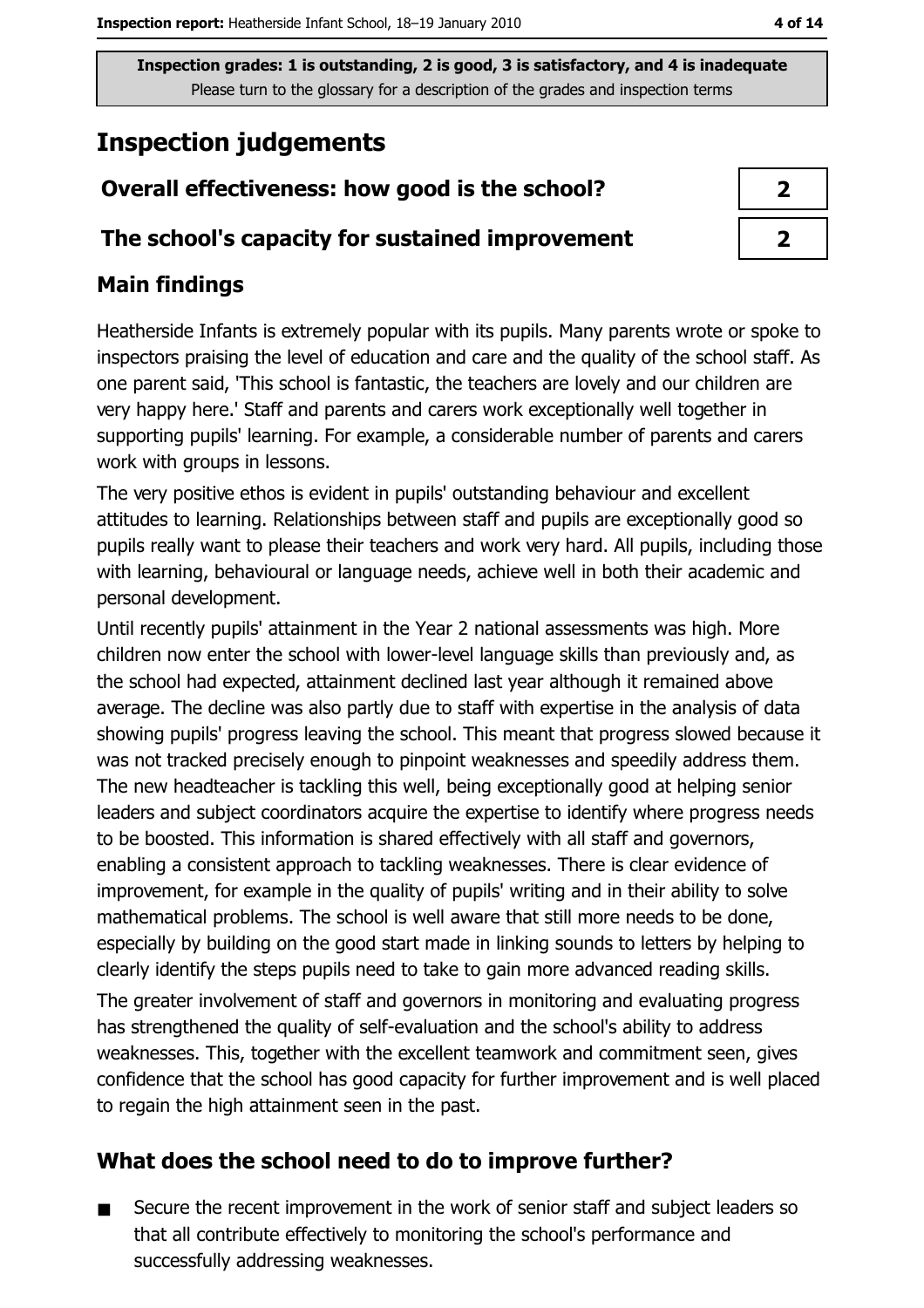Inspection grades: 1 is outstanding, 2 is good, 3 is satisfactory, and 4 is inadequate
Please turn to the glossary for a description of the grades and inspection terms

# Inspection judgements

| | |
|---|---|
| **Overall effectiveness: how good is the school?** | 2 |
| **The school's capacity for sustained improvement** | 2 |

## Main findings

Heatherside Infants is extremely popular with its pupils. Many parents wrote or spoke to inspectors praising the level of education and care and the quality of the school staff. As one parent said, 'This school is fantastic, the teachers are lovely and our children are very happy here.' Staff and parents and carers work exceptionally well together in supporting pupils' learning. For example, a considerable number of parents and carers work with groups in lessons.

The very positive ethos is evident in pupils' outstanding behaviour and excellent attitudes to learning. Relationships between staff and pupils are exceptionally good so pupils really want to please their teachers and work very hard. All pupils, including those with learning, behavioural or language needs, achieve well in both their academic and personal development.

Until recently pupils' attainment in the Year 2 national assessments was high. More children now enter the school with lower-level language skills than previously and, as the school had expected, attainment declined last year although it remained above average. The decline was also partly due to staff with expertise in the analysis of data showing pupils' progress leaving the school. This meant that progress slowed because it was not tracked precisely enough to pinpoint weaknesses and speedily address them. The new headteacher is tackling this well, being exceptionally good at helping senior leaders and subject coordinators acquire the expertise to identify where progress needs to be boosted. This information is shared effectively with all staff and governors, enabling a consistent approach to tackling weaknesses. There is clear evidence of improvement, for example in the quality of pupils' writing and in their ability to solve mathematical problems. The school is well aware that still more needs to be done, especially by building on the good start made in linking sounds to letters by helping to clearly identify the steps pupils need to take to gain more advanced reading skills.

The greater involvement of staff and governors in monitoring and evaluating progress has strengthened the quality of self-evaluation and the school's ability to address weaknesses. This, together with the excellent teamwork and commitment seen, gives confidence that the school has good capacity for further improvement and is well placed to regain the high attainment seen in the past.

## What does the school need to do to improve further?

- Secure the recent improvement in the work of senior staff and subject leaders so that all contribute effectively to monitoring the school's performance and successfully addressing weaknesses.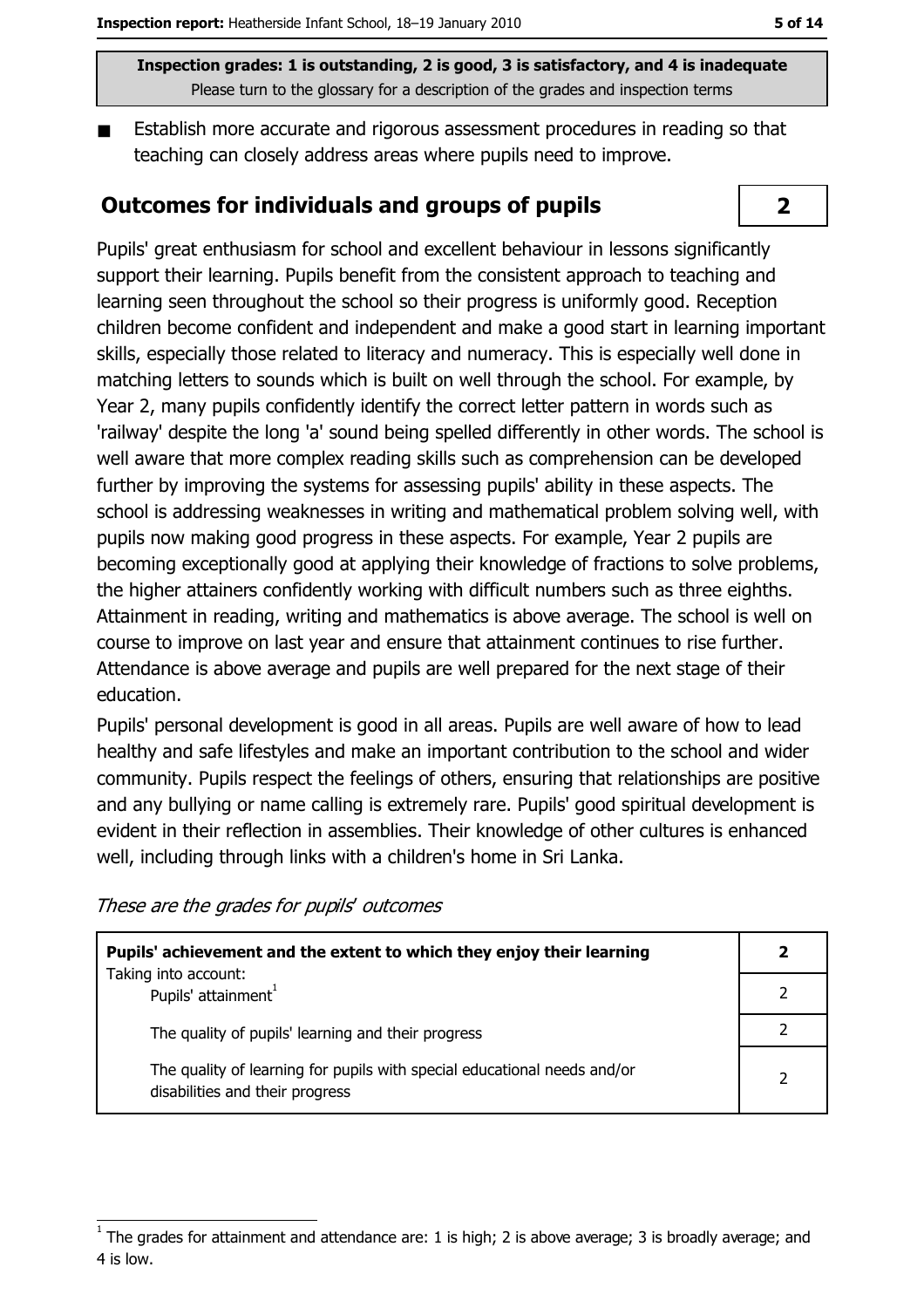**Inspection grades: 1 is outstanding, 2 is good, 3 is satisfactory, and 4 is inadequate**
Please turn to the glossary for a description of the grades and inspection terms

- Establish more accurate and rigorous assessment procedures in reading so that teaching can closely address areas where pupils need to improve.

## Outcomes for individuals and groups of pupils

**2**

Pupils' great enthusiasm for school and excellent behaviour in lessons significantly support their learning. Pupils benefit from the consistent approach to teaching and learning seen throughout the school so their progress is uniformly good. Reception children become confident and independent and make a good start in learning important skills, especially those related to literacy and numeracy. This is especially well done in matching letters to sounds which is built on well through the school. For example, by Year 2, many pupils confidently identify the correct letter pattern in words such as 'railway' despite the long 'a' sound being spelled differently in other words. The school is well aware that more complex reading skills such as comprehension can be developed further by improving the systems for assessing pupils' ability in these aspects. The school is addressing weaknesses in writing and mathematical problem solving well, with pupils now making good progress in these aspects. For example, Year 2 pupils are becoming exceptionally good at applying their knowledge of fractions to solve problems, the higher attainers confidently working with difficult numbers such as three eighths. Attainment in reading, writing and mathematics is above average. The school is well on course to improve on last year and ensure that attainment continues to rise further. Attendance is above average and pupils are well prepared for the next stage of their education.

Pupils' personal development is good in all areas. Pupils are well aware of how to lead healthy and safe lifestyles and make an important contribution to the school and wider community. Pupils respect the feelings of others, ensuring that relationships are positive and any bullying or name calling is extremely rare. Pupils' good spiritual development is evident in their reflection in assemblies. Their knowledge of other cultures is enhanced well, including through links with a children's home in Sri Lanka.

*These are the grades for pupils' outcomes*

| Pupils' achievement and the extent to which they enjoy their learning | 2 |
|---|---|
| Taking into account: Pupils' attainment[1] | 2 |
| The quality of pupils' learning and their progress | 2 |
| The quality of learning for pupils with special educational needs and/or disabilities and their progress | 2 |

[1] The grades for attainment and attendance are: 1 is high; 2 is above average; 3 is broadly average; and 4 is low.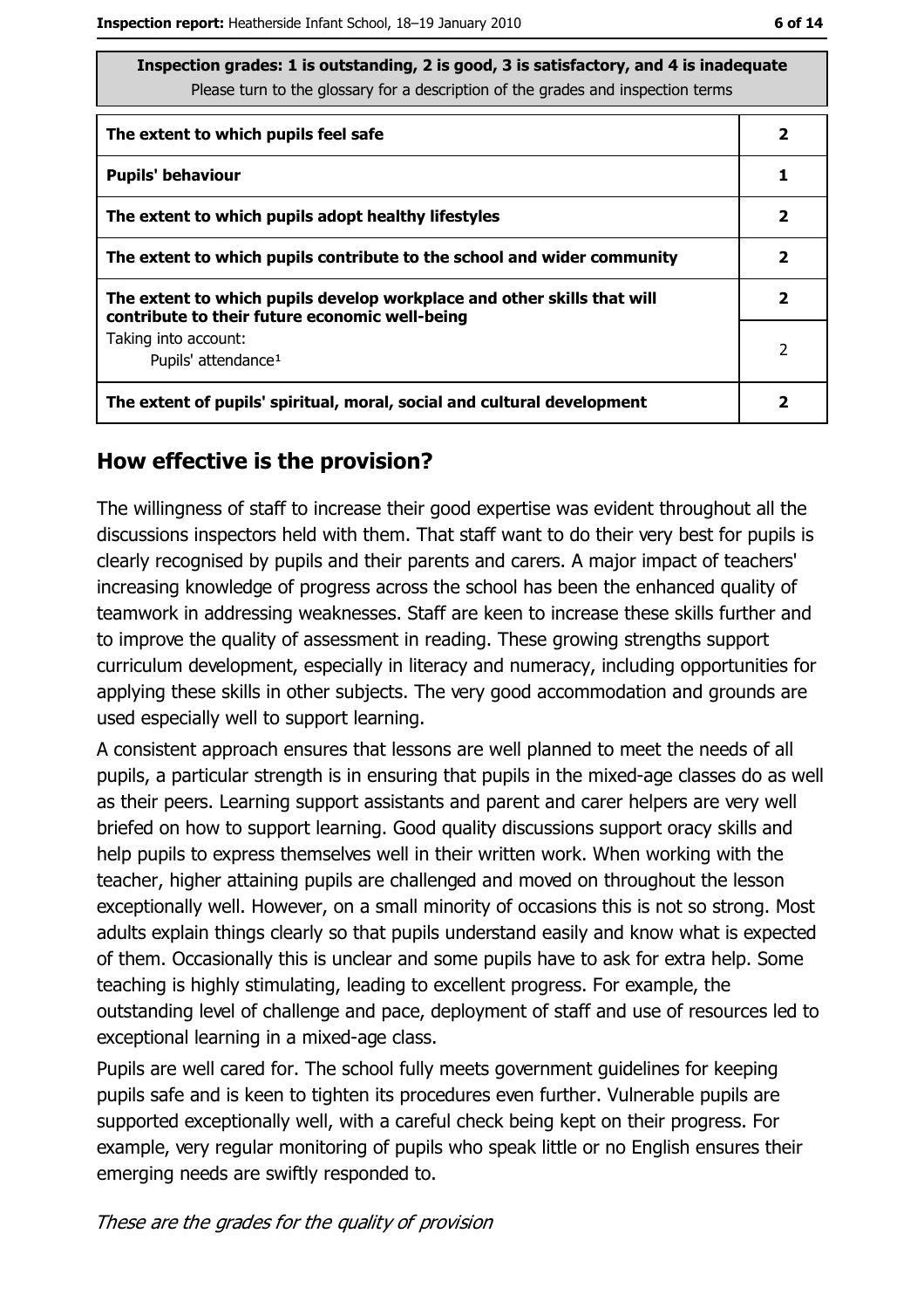Inspection grades: 1 is outstanding, 2 is good, 3 is satisfactory, and 4 is inadequate
Please turn to the glossary for a description of the grades and inspection terms

| | |
|---|---|
| **The extent to which pupils feel safe** | **2** |
| **Pupils' behaviour** | **1** |
| **The extent to which pupils adopt healthy lifestyles** | **2** |
| **The extent to which pupils contribute to the school and wider community** | **2** |
| **The extent to which pupils develop workplace and other skills that will contribute to their future economic well-being** | **2** |
| Taking into account: Pupils' attendance[1] | 2 |
| **The extent of pupils' spiritual, moral, social and cultural development** | **2** |

## How effective is the provision?

The willingness of staff to increase their good expertise was evident throughout all the discussions inspectors held with them. That staff want to do their very best for pupils is clearly recognised by pupils and their parents and carers. A major impact of teachers' increasing knowledge of progress across the school has been the enhanced quality of teamwork in addressing weaknesses. Staff are keen to increase these skills further and to improve the quality of assessment in reading. These growing strengths support curriculum development, especially in literacy and numeracy, including opportunities for applying these skills in other subjects. The very good accommodation and grounds are used especially well to support learning.

A consistent approach ensures that lessons are well planned to meet the needs of all pupils, a particular strength is in ensuring that pupils in the mixed-age classes do as well as their peers. Learning support assistants and parent and carer helpers are very well briefed on how to support learning. Good quality discussions support oracy skills and help pupils to express themselves well in their written work. When working with the teacher, higher attaining pupils are challenged and moved on throughout the lesson exceptionally well. However, on a small minority of occasions this is not so strong. Most adults explain things clearly so that pupils understand easily and know what is expected of them. Occasionally this is unclear and some pupils have to ask for extra help. Some teaching is highly stimulating, leading to excellent progress. For example, the outstanding level of challenge and pace, deployment of staff and use of resources led to exceptional learning in a mixed-age class.

Pupils are well cared for. The school fully meets government guidelines for keeping pupils safe and is keen to tighten its procedures even further. Vulnerable pupils are supported exceptionally well, with a careful check being kept on their progress. For example, very regular monitoring of pupils who speak little or no English ensures their emerging needs are swiftly responded to.

*These are the grades for the quality of provision*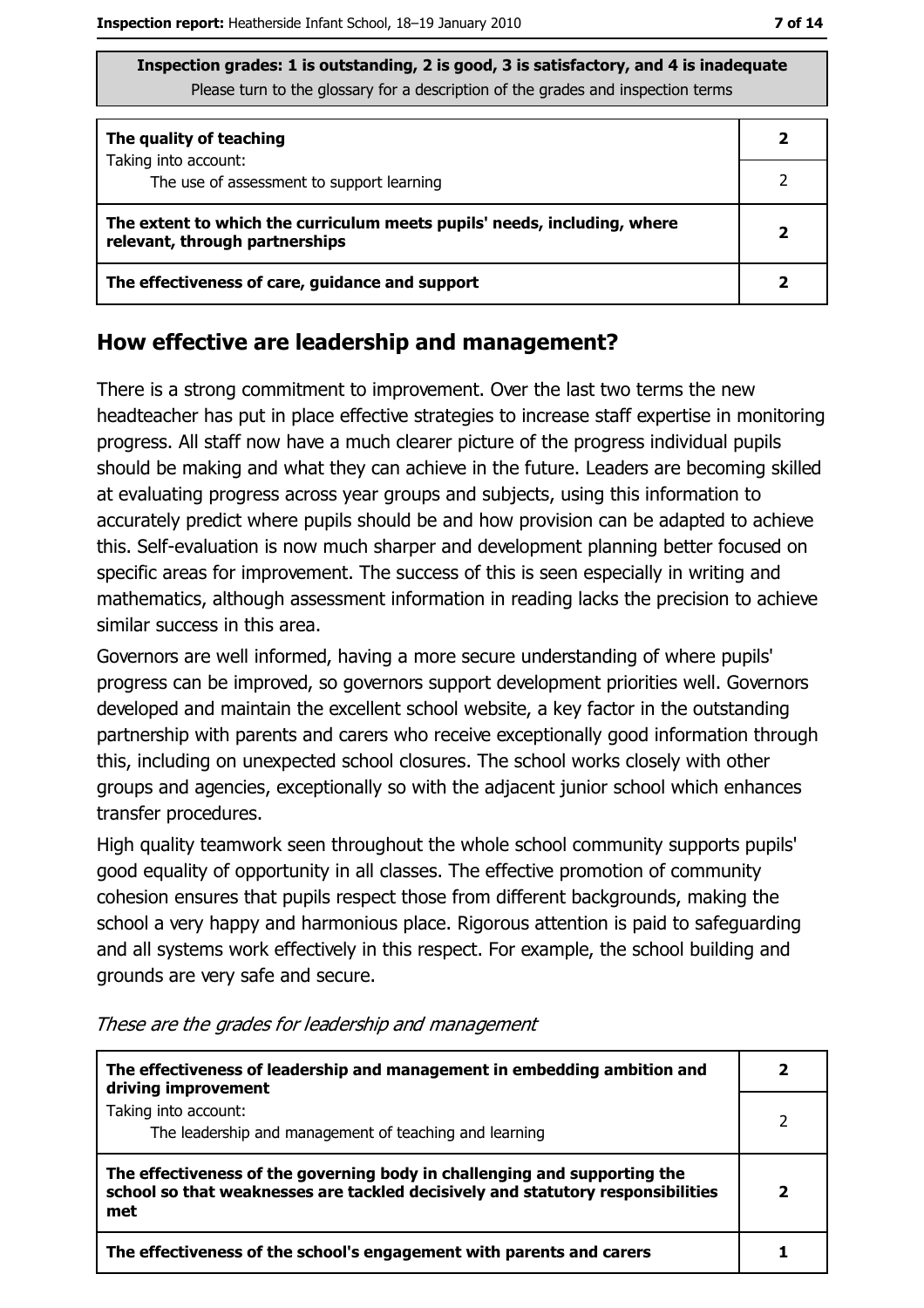**Inspection grades: 1 is outstanding, 2 is good, 3 is satisfactory, and 4 is inadequate**
Please turn to the glossary for a description of the grades and inspection terms

| | |
|---|---|
| **The quality of teaching** | **2** |
| Taking into account: The use of assessment to support learning | 2 |
| **The extent to which the curriculum meets pupils' needs, including, where relevant, through partnerships** | **2** |
| **The effectiveness of care, guidance and support** | **2** |

## How effective are leadership and management?

There is a strong commitment to improvement. Over the last two terms the new headteacher has put in place effective strategies to increase staff expertise in monitoring progress. All staff now have a much clearer picture of the progress individual pupils should be making and what they can achieve in the future. Leaders are becoming skilled at evaluating progress across year groups and subjects, using this information to accurately predict where pupils should be and how provision can be adapted to achieve this. Self-evaluation is now much sharper and development planning better focused on specific areas for improvement. The success of this is seen especially in writing and mathematics, although assessment information in reading lacks the precision to achieve similar success in this area.

Governors are well informed, having a more secure understanding of where pupils' progress can be improved, so governors support development priorities well. Governors developed and maintain the excellent school website, a key factor in the outstanding partnership with parents and carers who receive exceptionally good information through this, including on unexpected school closures. The school works closely with other groups and agencies, exceptionally so with the adjacent junior school which enhances transfer procedures.

High quality teamwork seen throughout the whole school community supports pupils' good equality of opportunity in all classes. The effective promotion of community cohesion ensures that pupils respect those from different backgrounds, making the school a very happy and harmonious place. Rigorous attention is paid to safeguarding and all systems work effectively in this respect. For example, the school building and grounds are very safe and secure.

*These are the grades for leadership and management*

| | |
|---|---|
| **The effectiveness of leadership and management in embedding ambition and driving improvement** | **2** |
| Taking into account: The leadership and management of teaching and learning | 2 |
| **The effectiveness of the governing body in challenging and supporting the school so that weaknesses are tackled decisively and statutory responsibilities met** | **2** |
| **The effectiveness of the school's engagement with parents and carers** | **1** |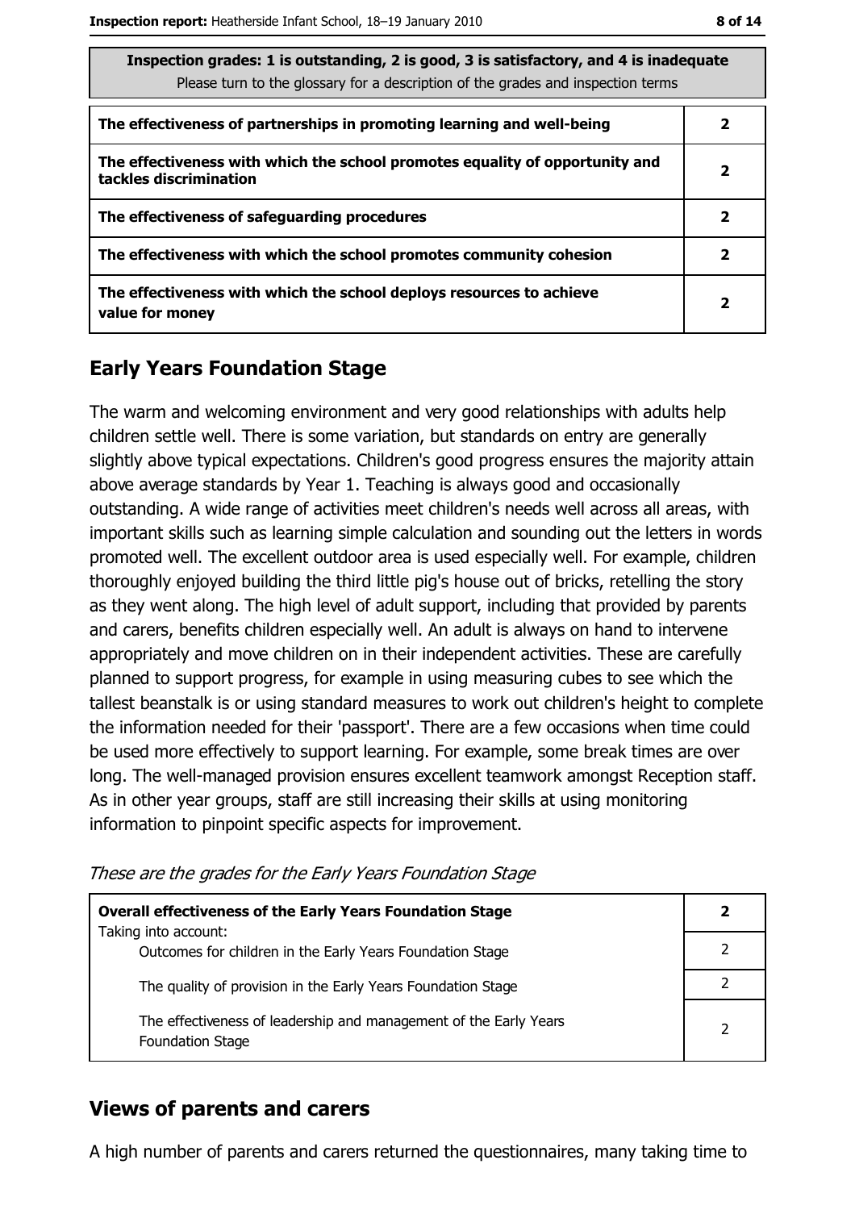| Inspection grades: 1 is outstanding, 2 is good, 3 is satisfactory, and 4 is inadequate<br>Please turn to the glossary for a description of the grades and inspection terms | |
|---|---|
| **The effectiveness of partnerships in promoting learning and well-being** | **2** |
| **The effectiveness with which the school promotes equality of opportunity and tackles discrimination** | **2** |
| **The effectiveness of safeguarding procedures** | **2** |
| **The effectiveness with which the school promotes community cohesion** | **2** |
| **The effectiveness with which the school deploys resources to achieve value for money** | **2** |

## Early Years Foundation Stage

The warm and welcoming environment and very good relationships with adults help children settle well. There is some variation, but standards on entry are generally slightly above typical expectations. Children's good progress ensures the majority attain above average standards by Year 1. Teaching is always good and occasionally outstanding. A wide range of activities meet children's needs well across all areas, with important skills such as learning simple calculation and sounding out the letters in words promoted well. The excellent outdoor area is used especially well. For example, children thoroughly enjoyed building the third little pig's house out of bricks, retelling the story as they went along. The high level of adult support, including that provided by parents and carers, benefits children especially well. An adult is always on hand to intervene appropriately and move children on in their independent activities. These are carefully planned to support progress, for example in using measuring cubes to see which the tallest beanstalk is or using standard measures to work out children's height to complete the information needed for their 'passport'. There are a few occasions when time could be used more effectively to support learning. For example, some break times are over long. The well-managed provision ensures excellent teamwork amongst Reception staff. As in other year groups, staff are still increasing their skills at using monitoring information to pinpoint specific aspects for improvement.

*These are the grades for the Early Years Foundation Stage*

| **Overall effectiveness of the Early Years Foundation Stage**<br>Taking into account: | **2** |
|---|---|
| Outcomes for children in the Early Years Foundation Stage | 2 |
| The quality of provision in the Early Years Foundation Stage | 2 |
| The effectiveness of leadership and management of the Early Years Foundation Stage | 2 |

## Views of parents and carers

A high number of parents and carers returned the questionnaires, many taking time to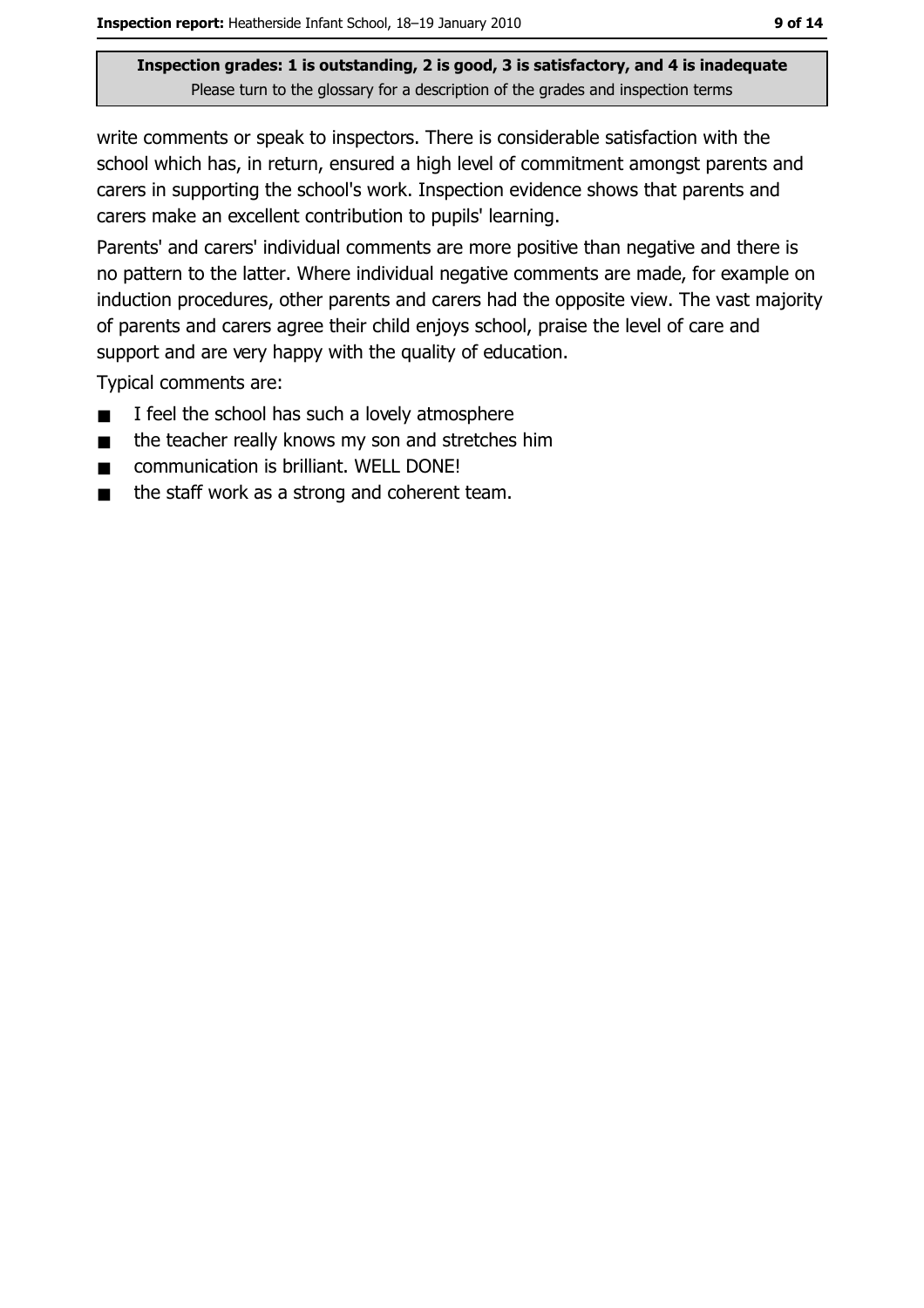write comments or speak to inspectors. There is considerable satisfaction with the school which has, in return, ensured a high level of commitment amongst parents and carers in supporting the school's work. Inspection evidence shows that parents and carers make an excellent contribution to pupils' learning.

Parents' and carers' individual comments are more positive than negative and there is no pattern to the latter. Where individual negative comments are made, for example on induction procedures, other parents and carers had the opposite view. The vast majority of parents and carers agree their child enjoys school, praise the level of care and support and are very happy with the quality of education.

Typical comments are:

- I feel the school has such a lovely atmosphere
- the teacher really knows my son and stretches him
- communication is brilliant. WELL DONE!
- the staff work as a strong and coherent team.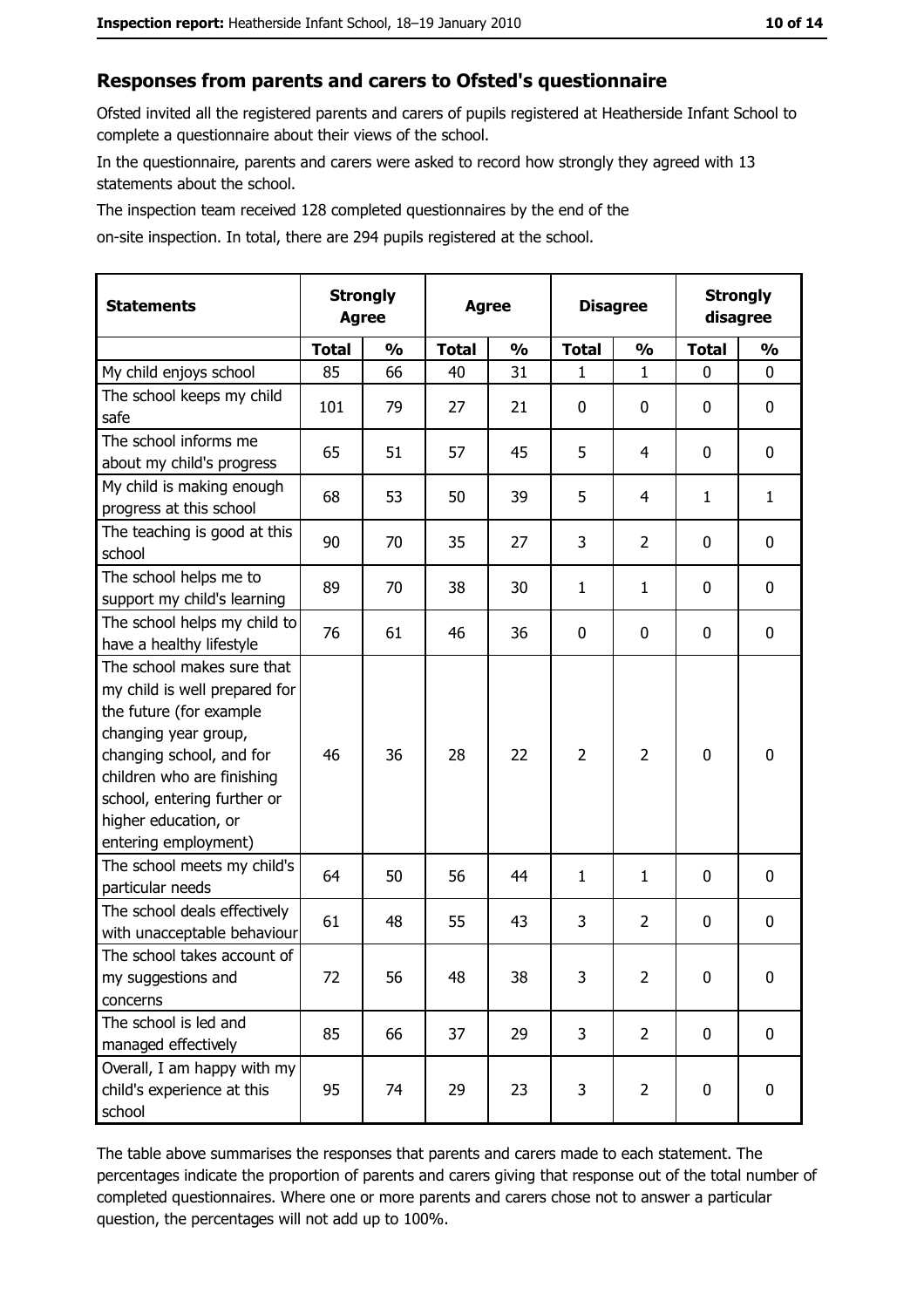## Responses from parents and carers to Ofsted's questionnaire

Ofsted invited all the registered parents and carers of pupils registered at Heatherside Infant School to complete a questionnaire about their views of the school.

In the questionnaire, parents and carers were asked to record how strongly they agreed with 13 statements about the school.

The inspection team received 128 completed questionnaires by the end of the on-site inspection. In total, there are 294 pupils registered at the school.

| Statements | Strongly Agree | | Agree | | Disagree | | Strongly disagree | |
|---|---|---|---|---|---|---|---|---|
| | Total | % | Total | % | Total | % | Total | % |
| My child enjoys school | 85 | 66 | 40 | 31 | 1 | 1 | 0 | 0 |
| The school keeps my child safe | 101 | 79 | 27 | 21 | 0 | 0 | 0 | 0 |
| The school informs me about my child's progress | 65 | 51 | 57 | 45 | 5 | 4 | 0 | 0 |
| My child is making enough progress at this school | 68 | 53 | 50 | 39 | 5 | 4 | 1 | 1 |
| The teaching is good at this school | 90 | 70 | 35 | 27 | 3 | 2 | 0 | 0 |
| The school helps me to support my child's learning | 89 | 70 | 38 | 30 | 1 | 1 | 0 | 0 |
| The school helps my child to have a healthy lifestyle | 76 | 61 | 46 | 36 | 0 | 0 | 0 | 0 |
| The school makes sure that my child is well prepared for the future (for example changing year group, changing school, and for children who are finishing school, entering further or higher education, or entering employment) | 46 | 36 | 28 | 22 | 2 | 2 | 0 | 0 |
| The school meets my child's particular needs | 64 | 50 | 56 | 44 | 1 | 1 | 0 | 0 |
| The school deals effectively with unacceptable behaviour | 61 | 48 | 55 | 43 | 3 | 2 | 0 | 0 |
| The school takes account of my suggestions and concerns | 72 | 56 | 48 | 38 | 3 | 2 | 0 | 0 |
| The school is led and managed effectively | 85 | 66 | 37 | 29 | 3 | 2 | 0 | 0 |
| Overall, I am happy with my child's experience at this school | 95 | 74 | 29 | 23 | 3 | 2 | 0 | 0 |

The table above summarises the responses that parents and carers made to each statement. The percentages indicate the proportion of parents and carers giving that response out of the total number of completed questionnaires. Where one or more parents and carers chose not to answer a particular question, the percentages will not add up to 100%.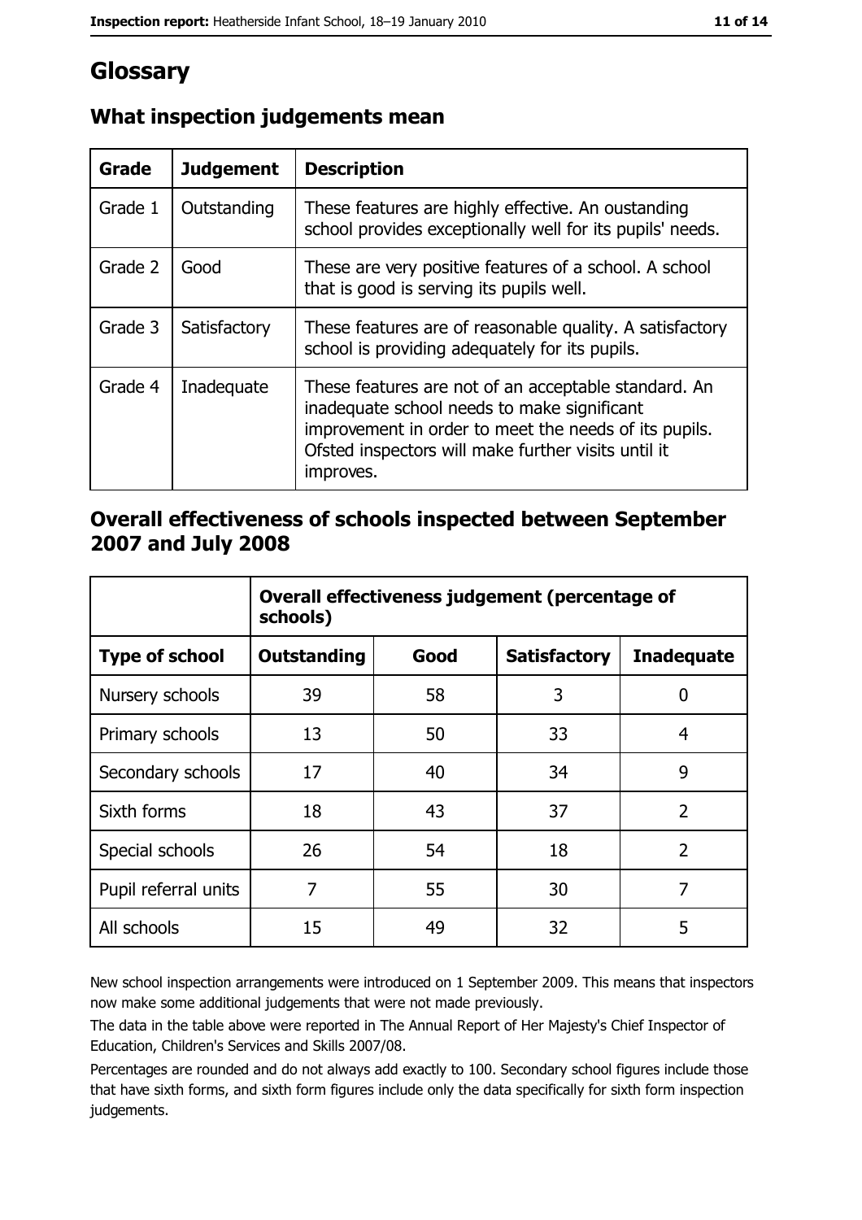# Glossary

## What inspection judgements mean

| Grade | Judgement | Description |
|---|---|---|
| Grade 1 | Outstanding | These features are highly effective. An oustanding school provides exceptionally well for its pupils' needs. |
| Grade 2 | Good | These are very positive features of a school. A school that is good is serving its pupils well. |
| Grade 3 | Satisfactory | These features are of reasonable quality. A satisfactory school is providing adequately for its pupils. |
| Grade 4 | Inadequate | These features are not of an acceptable standard. An inadequate school needs to make significant improvement in order to meet the needs of its pupils. Ofsted inspectors will make further visits until it improves. |

## Overall effectiveness of schools inspected between September 2007 and July 2008

| | Overall effectiveness judgement (percentage of schools) | | | |
|---|---|---|---|---|
| **Type of school** | **Outstanding** | **Good** | **Satisfactory** | **Inadequate** |
| Nursery schools | 39 | 58 | 3 | 0 |
| Primary schools | 13 | 50 | 33 | 4 |
| Secondary schools | 17 | 40 | 34 | 9 |
| Sixth forms | 18 | 43 | 37 | 2 |
| Special schools | 26 | 54 | 18 | 2 |
| Pupil referral units | 7 | 55 | 30 | 7 |
| All schools | 15 | 49 | 32 | 5 |

New school inspection arrangements were introduced on 1 September 2009. This means that inspectors now make some additional judgements that were not made previously.

The data in the table above were reported in The Annual Report of Her Majesty's Chief Inspector of Education, Children's Services and Skills 2007/08.

Percentages are rounded and do not always add exactly to 100. Secondary school figures include those that have sixth forms, and sixth form figures include only the data specifically for sixth form inspection judgements.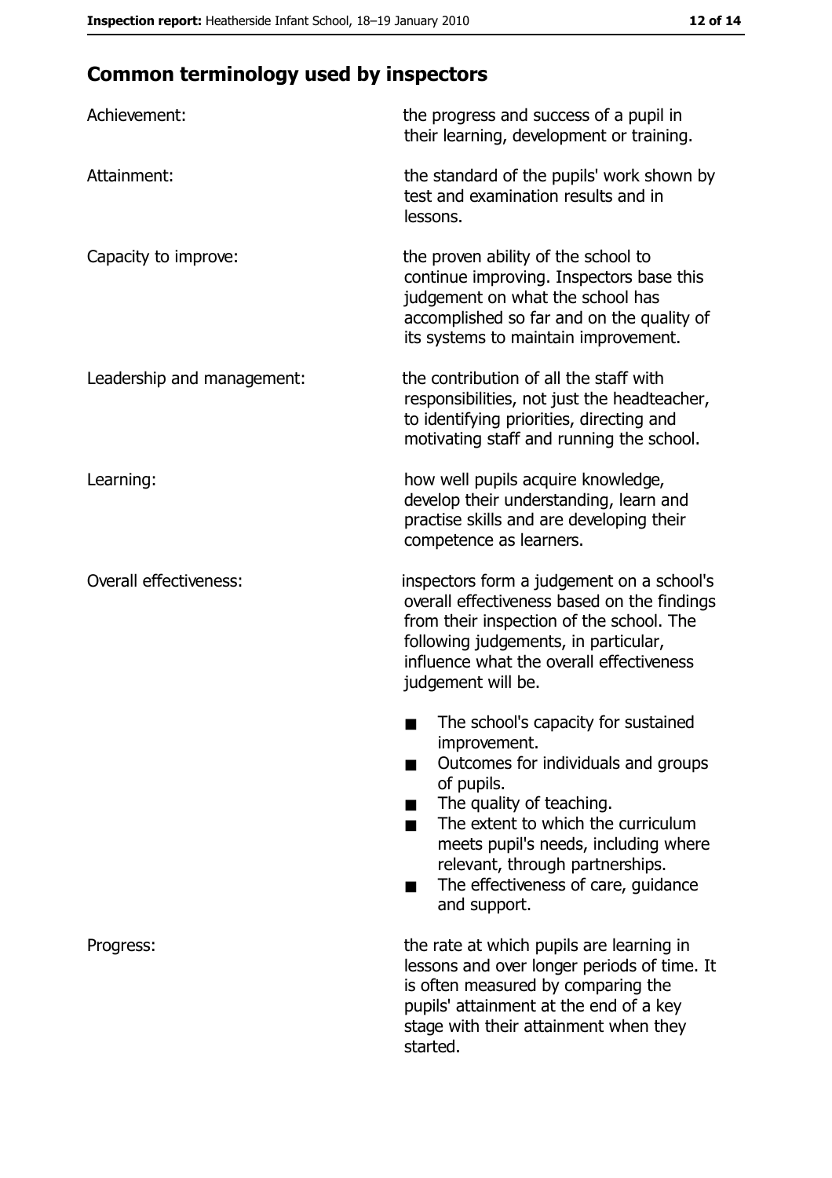## Common terminology used by inspectors

| | |
|---|---|
| Achievement: | the progress and success of a pupil in their learning, development or training. |
| Attainment: | the standard of the pupils' work shown by test and examination results and in lessons. |
| Capacity to improve: | the proven ability of the school to continue improving. Inspectors base this judgement on what the school has accomplished so far and on the quality of its systems to maintain improvement. |
| Leadership and management: | the contribution of all the staff with responsibilities, not just the headteacher, to identifying priorities, directing and motivating staff and running the school. |
| Learning: | how well pupils acquire knowledge, develop their understanding, learn and practise skills and are developing their competence as learners. |
| Overall effectiveness: | inspectors form a judgement on a school's overall effectiveness based on the findings from their inspection of the school. The following judgements, in particular, influence what the overall effectiveness judgement will be.<br>■ The school's capacity for sustained improvement.<br>■ Outcomes for individuals and groups of pupils.<br>■ The quality of teaching.<br>■ The extent to which the curriculum meets pupil's needs, including where relevant, through partnerships.<br>■ The effectiveness of care, guidance and support. |
| Progress: | the rate at which pupils are learning in lessons and over longer periods of time. It is often measured by comparing the pupils' attainment at the end of a key stage with their attainment when they started. |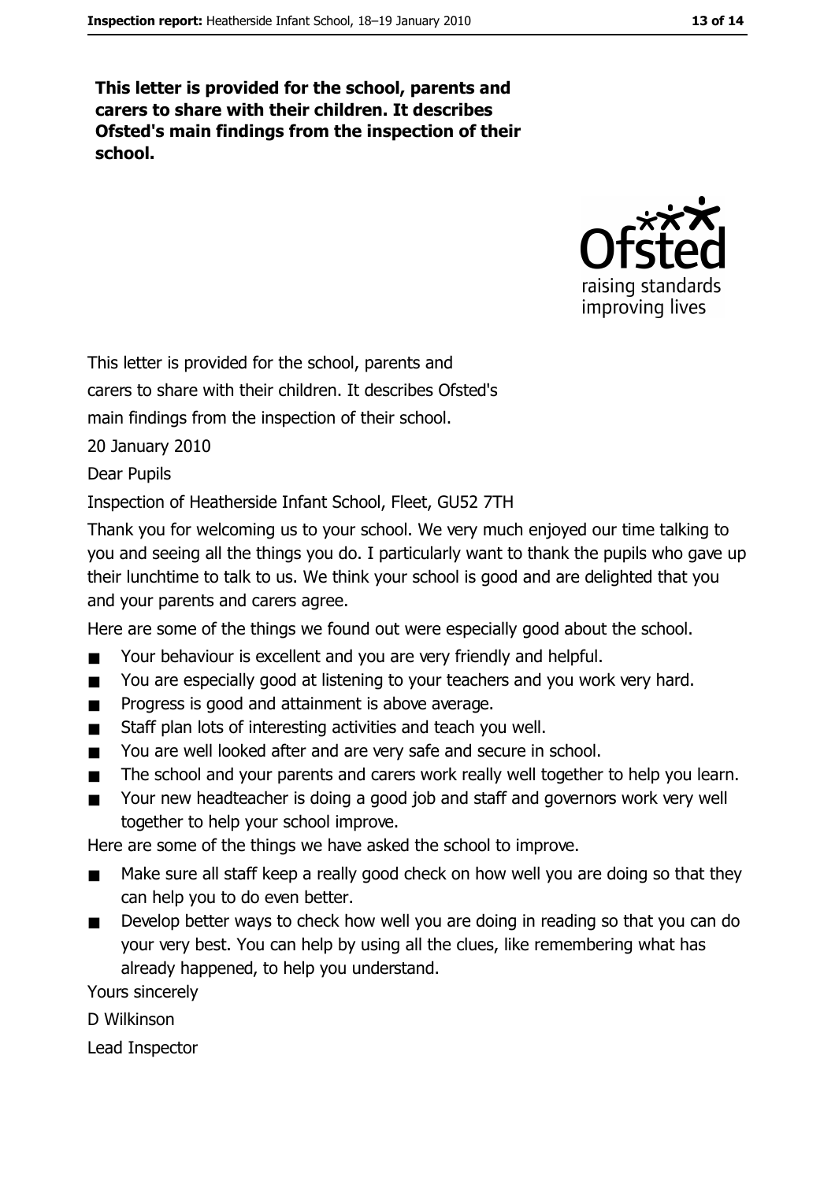**This letter is provided for the school, parents and carers to share with their children. It describes Ofsted's main findings from the inspection of their school.**

This letter is provided for the school, parents and carers to share with their children. It describes Ofsted's main findings from the inspection of their school.

20 January 2010

Dear Pupils

Inspection of Heatherside Infant School, Fleet, GU52 7TH

Thank you for welcoming us to your school. We very much enjoyed our time talking to you and seeing all the things you do. I particularly want to thank the pupils who gave up their lunchtime to talk to us. We think your school is good and are delighted that you and your parents and carers agree.

Here are some of the things we found out were especially good about the school.

- Your behaviour is excellent and you are very friendly and helpful.
- You are especially good at listening to your teachers and you work very hard.
- Progress is good and attainment is above average.
- Staff plan lots of interesting activities and teach you well.
- You are well looked after and are very safe and secure in school.
- The school and your parents and carers work really well together to help you learn.
- Your new headteacher is doing a good job and staff and governors work very well together to help your school improve.

Here are some of the things we have asked the school to improve.

- Make sure all staff keep a really good check on how well you are doing so that they can help you to do even better.
- Develop better ways to check how well you are doing in reading so that you can do your very best. You can help by using all the clues, like remembering what has already happened, to help you understand.

Yours sincerely

D Wilkinson

Lead Inspector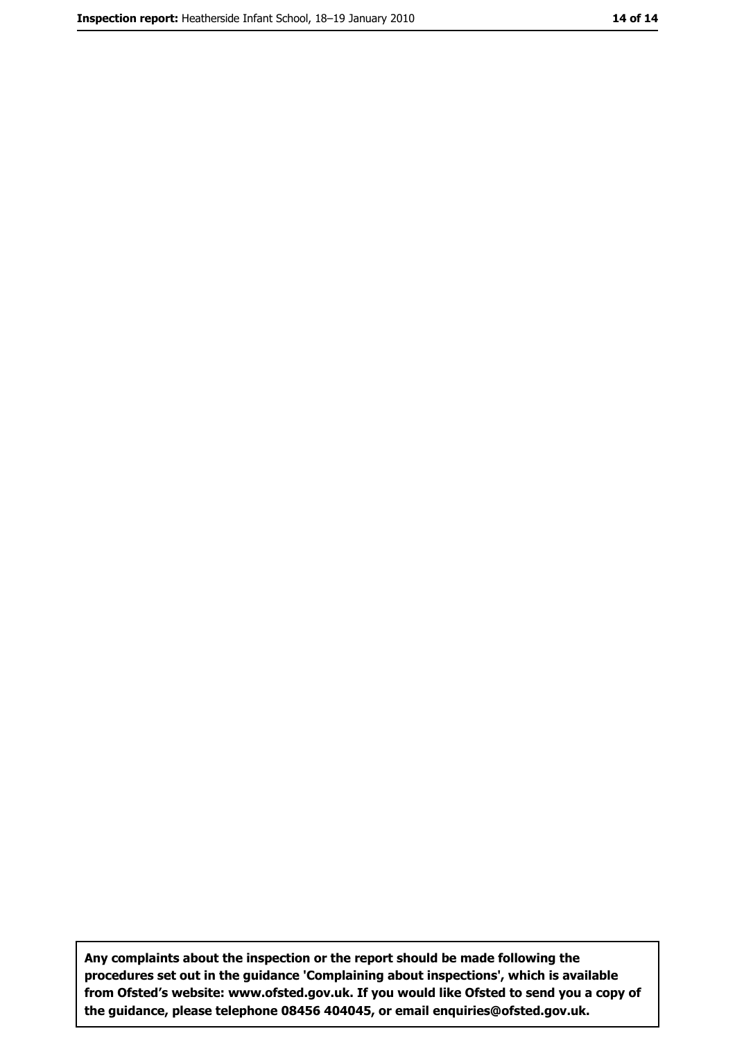**Any complaints about the inspection or the report should be made following the procedures set out in the guidance 'Complaining about inspections', which is available from Ofsted's website: www.ofsted.gov.uk. If you would like Ofsted to send you a copy of the guidance, please telephone 08456 404045, or email enquiries@ofsted.gov.uk.**